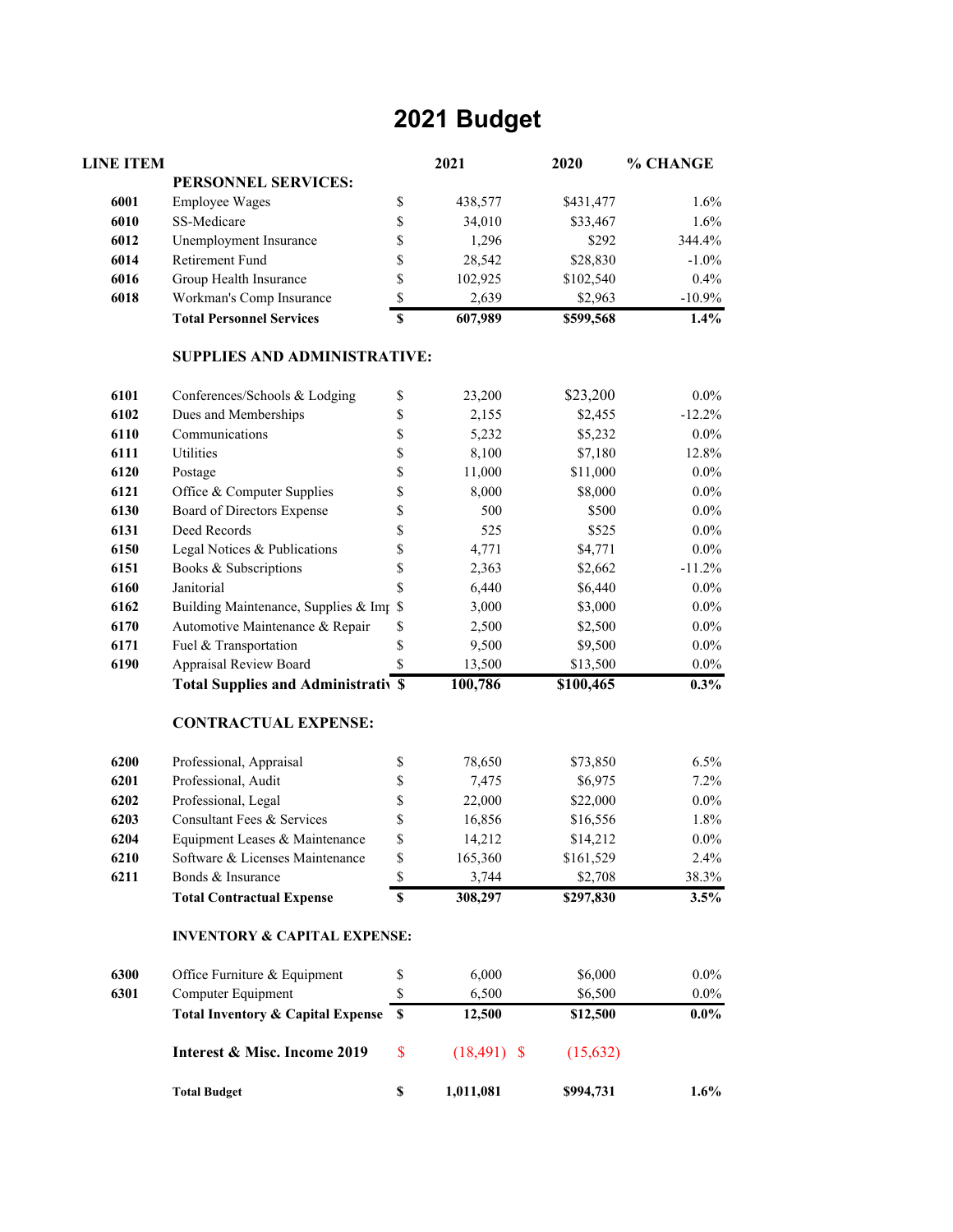# 2021 Budget

| LINE ITEM | | | 2021 | 2020 | % CHANGE |
|---|---|---|---|---|---|
| | **PERSONNEL SERVICES:** | | | | |
| **6001** | Employee Wages | $ | 438,577 | $431,477 | 1.6% |
| **6010** | SS-Medicare | $ | 34,010 | $33,467 | 1.6% |
| **6012** | Unemployment Insurance | $ | 1,296 | $292 | 344.4% |
| **6014** | Retirement Fund | $ | 28,542 | $28,830 | -1.0% |
| **6016** | Group Health Insurance | $ | 102,925 | $102,540 | 0.4% |
| **6018** | Workman's Comp Insurance | $ | 2,639 | $2,963 | -10.9% |
| | **Total Personnel Services** | **$** | **607,989** | **$599,568** | **1.4%** |
| | **SUPPLIES AND ADMINISTRATIVE:** | | | | |
| **6101** | Conferences/Schools & Lodging | $ | 23,200 | $23,200 | 0.0% |
| **6102** | Dues and Memberships | $ | 2,155 | $2,455 | -12.2% |
| **6110** | Communications | $ | 5,232 | $5,232 | 0.0% |
| **6111** | Utilities | $ | 8,100 | $7,180 | 12.8% |
| **6120** | Postage | $ | 11,000 | $11,000 | 0.0% |
| **6121** | Office & Computer Supplies | $ | 8,000 | $8,000 | 0.0% |
| **6130** | Board of Directors Expense | $ | 500 | $500 | 0.0% |
| **6131** | Deed Records | $ | 525 | $525 | 0.0% |
| **6150** | Legal Notices & Publications | $ | 4,771 | $4,771 | 0.0% |
| **6151** | Books & Subscriptions | $ | 2,363 | $2,662 | -11.2% |
| **6160** | Janitorial | $ | 6,440 | $6,440 | 0.0% |
| **6162** | Building Maintenance, Supplies & Imp | $ | 3,000 | $3,000 | 0.0% |
| **6170** | Automotive Maintenance & Repair | $ | 2,500 | $2,500 | 0.0% |
| **6171** | Fuel & Transportation | $ | 9,500 | $9,500 | 0.0% |
| **6190** | Appraisal Review Board | $ | 13,500 | $13,500 | 0.0% |
| | **Total Supplies and Administrativ** | **$** | **100,786** | **$100,465** | **0.3%** |
| | **CONTRACTUAL EXPENSE:** | | | | |
| **6200** | Professional, Appraisal | $ | 78,650 | $73,850 | 6.5% |
| **6201** | Professional, Audit | $ | 7,475 | $6,975 | 7.2% |
| **6202** | Professional, Legal | $ | 22,000 | $22,000 | 0.0% |
| **6203** | Consultant Fees & Services | $ | 16,856 | $16,556 | 1.8% |
| **6204** | Equipment Leases & Maintenance | $ | 14,212 | $14,212 | 0.0% |
| **6210** | Software & Licenses Maintenance | $ | 165,360 | $161,529 | 2.4% |
| **6211** | Bonds & Insurance | $ | 3,744 | $2,708 | 38.3% |
| | **Total Contractual Expense** | **$** | **308,297** | **$297,830** | **3.5%** |
| | **INVENTORY & CAPITAL EXPENSE:** | | | | |
| **6300** | Office Furniture & Equipment | $ | 6,000 | $6,000 | 0.0% |
| **6301** | Computer Equipment | $ | 6,500 | $6,500 | 0.0% |
| | **Total Inventory & Capital Expense** | **$** | **12,500** | **$12,500** | **0.0%** |
| | **Interest & Misc. Income 2019** | $ | (18,491) | $ (15,632) | |
| | **Total Budget** | **$** | **1,011,081** | **$994,731** | **1.6%** |